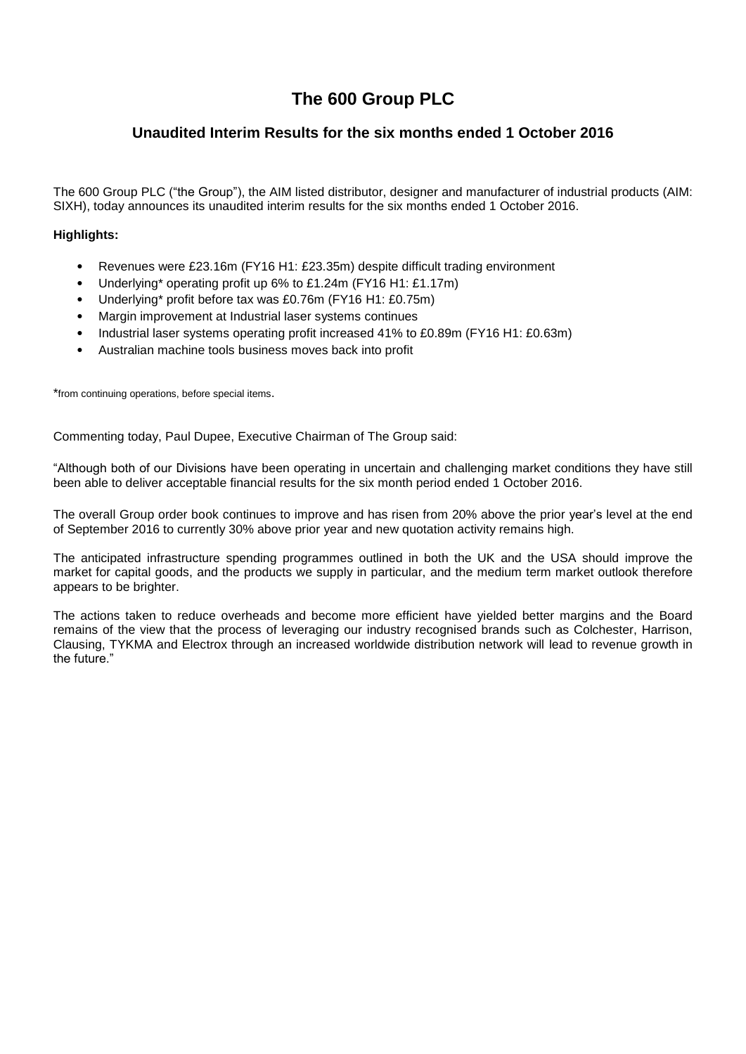# The 600 Group PLC

## Unaudited Interim Results for the six months ended 1 October 2016

The 600 Group PLC ("the Group"), the AIM listed distributor, designer and manufacturer of industrial products (AIM: SIXH), today announces its unaudited interim results for the six months ended 1 October 2016.

**Highlights:**

- Revenues were £23.16m (FY16 H1: £23.35m) despite difficult trading environment
- Underlying* operating profit up 6% to £1.24m (FY16 H1: £1.17m)
- Underlying* profit before tax was £0.76m (FY16 H1: £0.75m)
- Margin improvement at Industrial laser systems continues
- Industrial laser systems operating profit increased 41% to £0.89m (FY16 H1: £0.63m)
- Australian machine tools business moves back into profit

*from continuing operations, before special items.

Commenting today, Paul Dupee, Executive Chairman of The Group said:

"Although both of our Divisions have been operating in uncertain and challenging market conditions they have still been able to deliver acceptable financial results for the six month period ended 1 October 2016.

The overall Group order book continues to improve and has risen from 20% above the prior year's level at the end of September 2016 to currently 30% above prior year and new quotation activity remains high.

The anticipated infrastructure spending programmes outlined in both the UK and the USA should improve the market for capital goods, and the products we supply in particular, and the medium term market outlook therefore appears to be brighter.

The actions taken to reduce overheads and become more efficient have yielded better margins and the Board remains of the view that the process of leveraging our industry recognised brands such as Colchester, Harrison, Clausing, TYKMA and Electrox through an increased worldwide distribution network will lead to revenue growth in the future."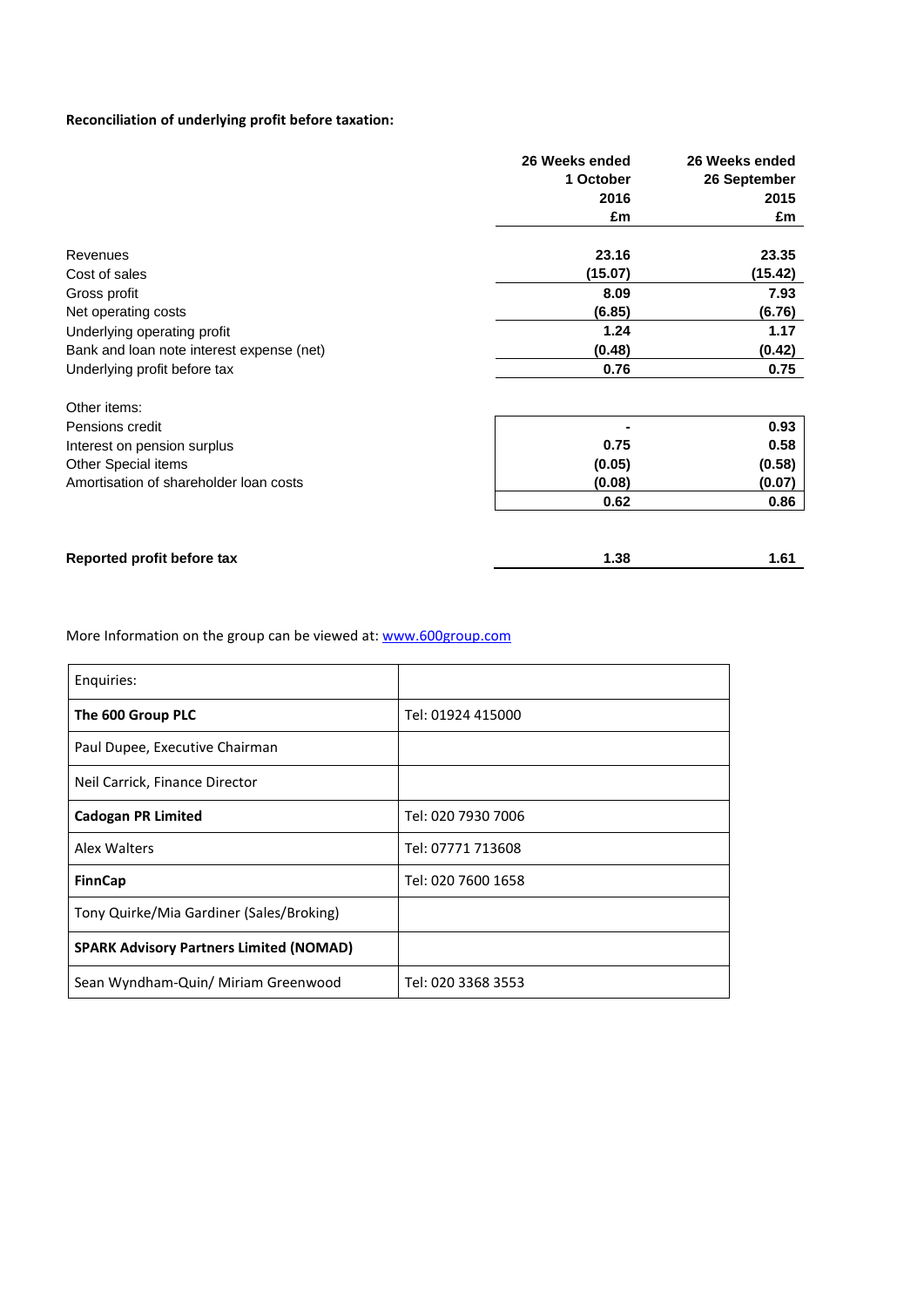**Reconciliation of underlying profit before taxation:**

| | 26 Weeks ended 1 October 2016 £m | 26 Weeks ended 26 September 2015 £m |
|---|---|---|
| Revenues | **23.16** | **23.35** |
| Cost of sales | **(15.07)** | **(15.42)** |
| Gross profit | **8.09** | **7.93** |
| Net operating costs | **(6.85)** | **(6.76)** |
| Underlying operating profit | **1.24** | **1.17** |
| Bank and loan note interest expense (net) | **(0.48)** | **(0.42)** |
| Underlying profit before tax | **0.76** | **0.75** |
| | | |
| Other items: | | |
| Pensions credit | **-** | **0.93** |
| Interest on pension surplus | **0.75** | **0.58** |
| Other Special items | **(0.05)** | **(0.58)** |
| Amortisation of shareholder loan costs | **(0.08)** | **(0.07)** |
| | **0.62** | **0.86** |
| | | |
| **Reported profit before tax** | **1.38** | **1.61** |

More Information on the group can be viewed at: www.600group.com

| Enquiries: | |
|---|---|
| **The 600 Group PLC** | Tel: 01924 415000 |
| Paul Dupee, Executive Chairman | |
| Neil Carrick, Finance Director | |
| **Cadogan PR Limited** | Tel: 020 7930 7006 |
| Alex Walters | Tel: 07771 713608 |
| **FinnCap** | Tel: 020 7600 1658 |
| Tony Quirke/Mia Gardiner (Sales/Broking) | |
| **SPARK Advisory Partners Limited (NOMAD)** | |
| Sean Wyndham-Quin/ Miriam Greenwood | Tel: 020 3368 3553 |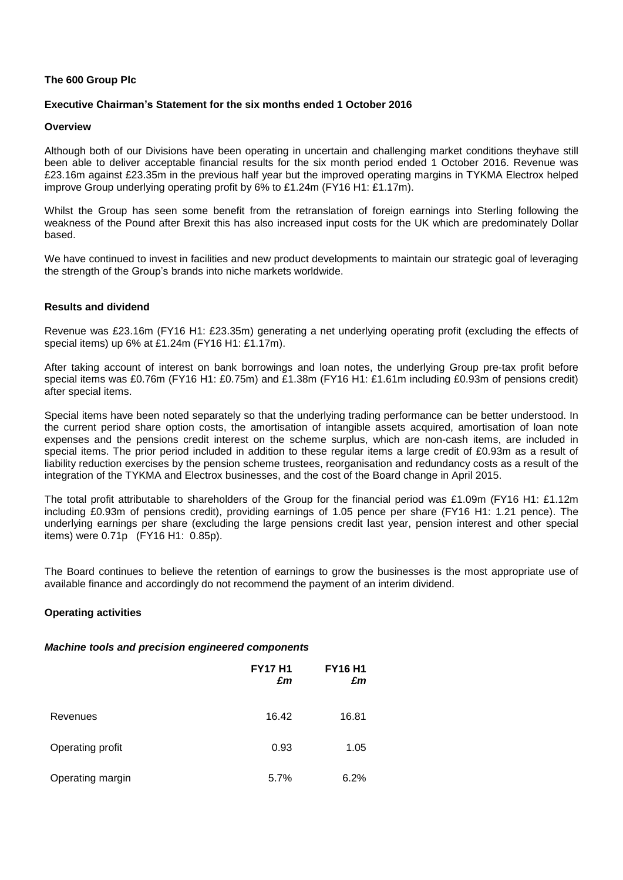**The 600 Group Plc**

**Executive Chairman's Statement for the six months ended 1 October 2016**

**Overview**

Although both of our Divisions have been operating in uncertain and challenging market conditions theyhave still been able to deliver acceptable financial results for the six month period ended 1 October 2016. Revenue was £23.16m against £23.35m in the previous half year but the improved operating margins in TYKMA Electrox helped improve Group underlying operating profit by 6% to £1.24m (FY16 H1: £1.17m).

Whilst the Group has seen some benefit from the retranslation of foreign earnings into Sterling following the weakness of the Pound after Brexit this has also increased input costs for the UK which are predominately Dollar based.

We have continued to invest in facilities and new product developments to maintain our strategic goal of leveraging the strength of the Group's brands into niche markets worldwide.

**Results and dividend**

Revenue was £23.16m (FY16 H1: £23.35m) generating a net underlying operating profit (excluding the effects of special items) up 6% at £1.24m (FY16 H1: £1.17m).

After taking account of interest on bank borrowings and loan notes, the underlying Group pre-tax profit before special items was £0.76m (FY16 H1: £0.75m) and £1.38m (FY16 H1: £1.61m including £0.93m of pensions credit) after special items.

Special items have been noted separately so that the underlying trading performance can be better understood. In the current period share option costs, the amortisation of intangible assets acquired, amortisation of loan note expenses and the pensions credit interest on the scheme surplus, which are non-cash items, are included in special items. The prior period included in addition to these regular items a large credit of £0.93m as a result of liability reduction exercises by the pension scheme trustees, reorganisation and redundancy costs as a result of the integration of the TYKMA and Electrox businesses, and the cost of the Board change in April 2015.

The total profit attributable to shareholders of the Group for the financial period was £1.09m (FY16 H1: £1.12m including £0.93m of pensions credit), providing earnings of 1.05 pence per share (FY16 H1: 1.21 pence). The underlying earnings per share (excluding the large pensions credit last year, pension interest and other special items) were 0.71p (FY16 H1: 0.85p).

The Board continues to believe the retention of earnings to grow the businesses is the most appropriate use of available finance and accordingly do not recommend the payment of an interim dividend.

**Operating activities**

***Machine tools and precision engineered components***

| | **FY17 H1** ***£m*** | **FY16 H1** ***£m*** |
|---|---|---|
| Revenues | 16.42 | 16.81 |
| Operating profit | 0.93 | 1.05 |
| Operating margin | 5.7% | 6.2% |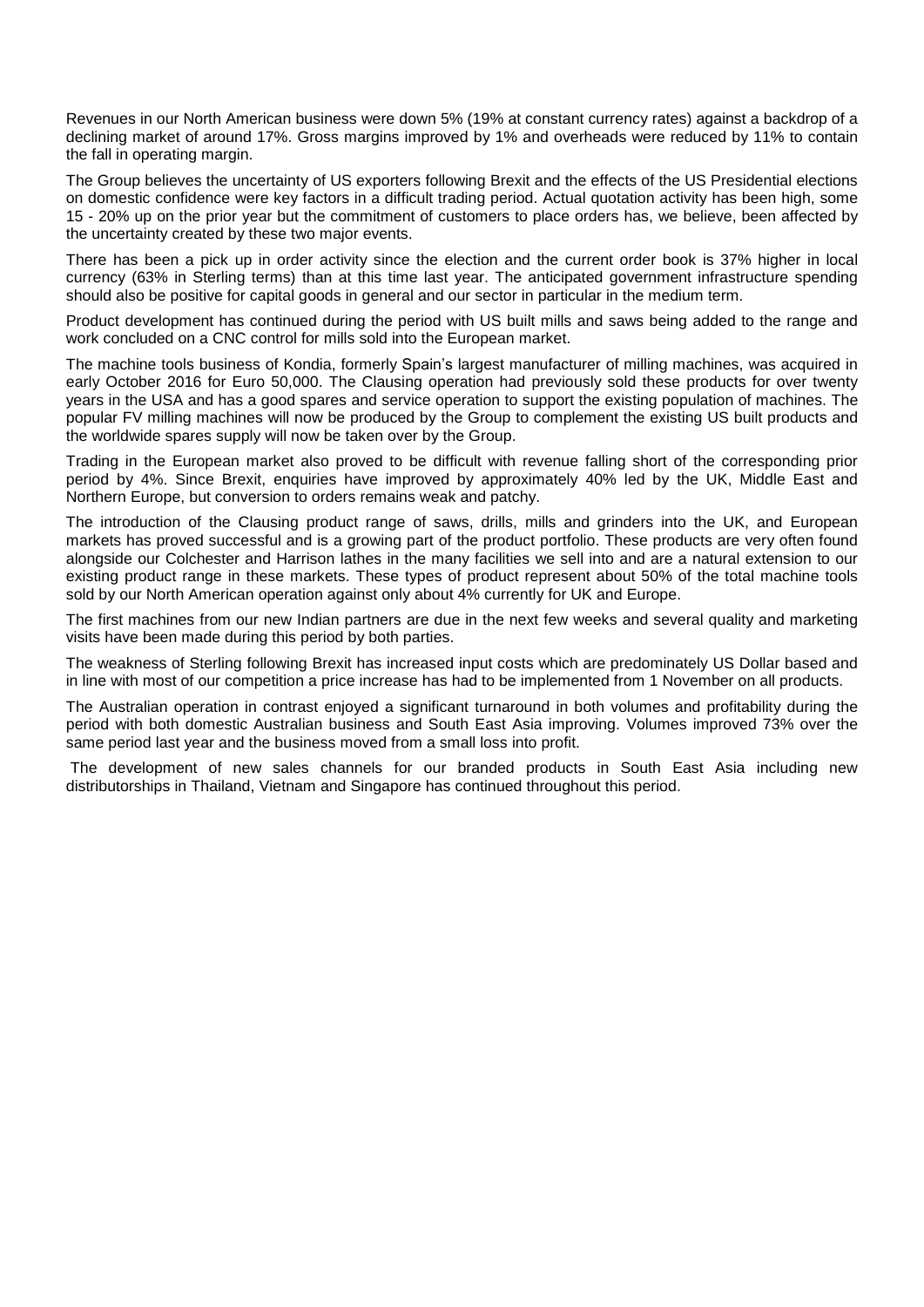Revenues in our North American business were down 5% (19% at constant currency rates) against a backdrop of a declining market of around 17%. Gross margins improved by 1% and overheads were reduced by 11% to contain the fall in operating margin.

The Group believes the uncertainty of US exporters following Brexit and the effects of the US Presidential elections on domestic confidence were key factors in a difficult trading period. Actual quotation activity has been high, some 15 - 20% up on the prior year but the commitment of customers to place orders has, we believe, been affected by the uncertainty created by these two major events.

There has been a pick up in order activity since the election and the current order book is 37% higher in local currency (63% in Sterling terms) than at this time last year. The anticipated government infrastructure spending should also be positive for capital goods in general and our sector in particular in the medium term.

Product development has continued during the period with US built mills and saws being added to the range and work concluded on a CNC control for mills sold into the European market.

The machine tools business of Kondia, formerly Spain's largest manufacturer of milling machines, was acquired in early October 2016 for Euro 50,000. The Clausing operation had previously sold these products for over twenty years in the USA and has a good spares and service operation to support the existing population of machines. The popular FV milling machines will now be produced by the Group to complement the existing US built products and the worldwide spares supply will now be taken over by the Group.

Trading in the European market also proved to be difficult with revenue falling short of the corresponding prior period by 4%. Since Brexit, enquiries have improved by approximately 40% led by the UK, Middle East and Northern Europe, but conversion to orders remains weak and patchy.

The introduction of the Clausing product range of saws, drills, mills and grinders into the UK, and European markets has proved successful and is a growing part of the product portfolio. These products are very often found alongside our Colchester and Harrison lathes in the many facilities we sell into and are a natural extension to our existing product range in these markets. These types of product represent about 50% of the total machine tools sold by our North American operation against only about 4% currently for UK and Europe.

The first machines from our new Indian partners are due in the next few weeks and several quality and marketing visits have been made during this period by both parties.

The weakness of Sterling following Brexit has increased input costs which are predominately US Dollar based and in line with most of our competition a price increase has had to be implemented from 1 November on all products.

The Australian operation in contrast enjoyed a significant turnaround in both volumes and profitability during the period with both domestic Australian business and South East Asia improving. Volumes improved 73% over the same period last year and the business moved from a small loss into profit.

The development of new sales channels for our branded products in South East Asia including new distributorships in Thailand, Vietnam and Singapore has continued throughout this period.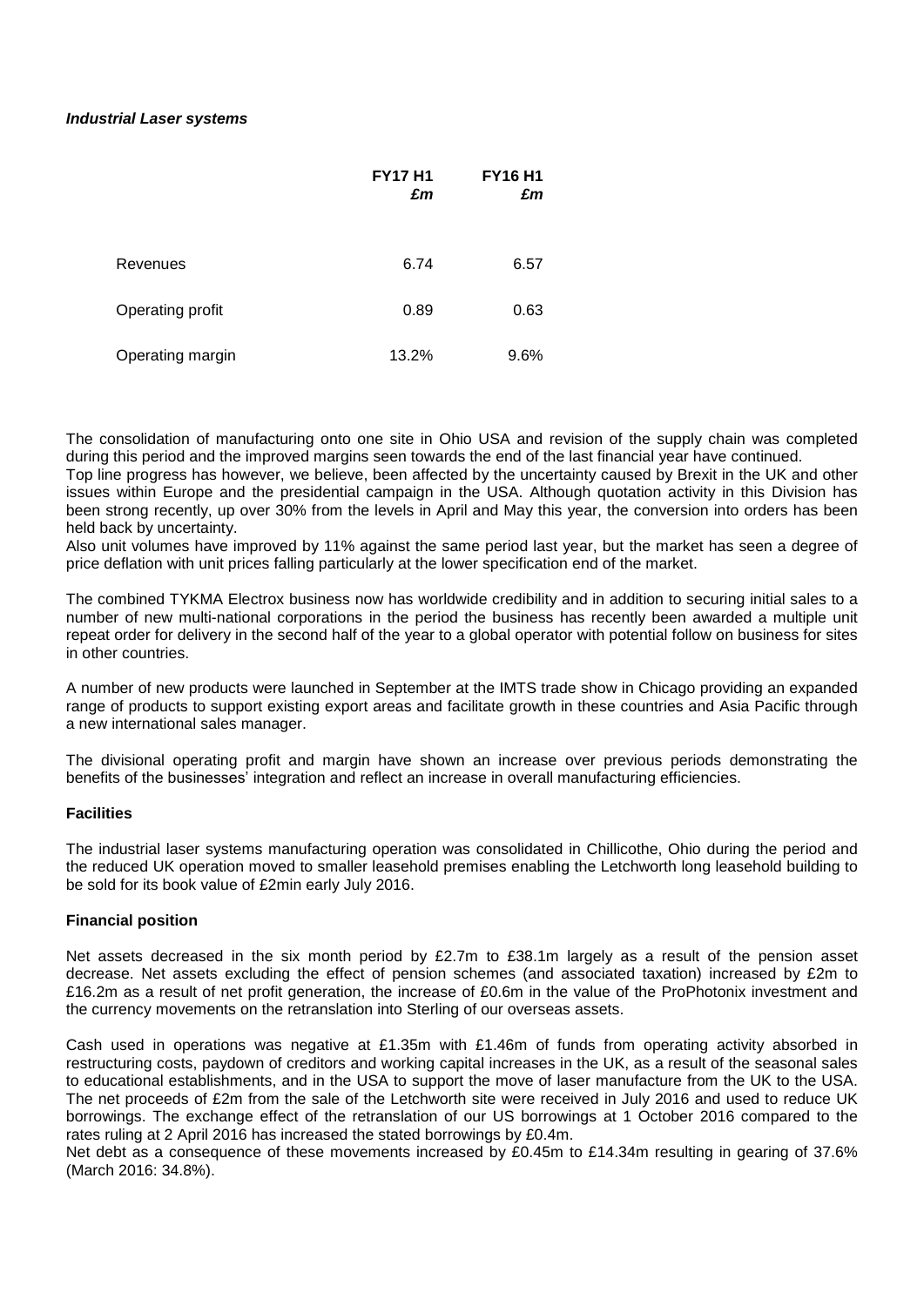***Industrial Laser systems***

| | **FY17 H1** *£m* | **FY16 H1** *£m* |
|---|---|---|
| Revenues | 6.74 | 6.57 |
| Operating profit | 0.89 | 0.63 |
| Operating margin | 13.2% | 9.6% |

The consolidation of manufacturing onto one site in Ohio USA and revision of the supply chain was completed during this period and the improved margins seen towards the end of the last financial year have continued.
Top line progress has however, we believe, been affected by the uncertainty caused by Brexit in the UK and other issues within Europe and the presidential campaign in the USA. Although quotation activity in this Division has been strong recently, up over 30% from the levels in April and May this year, the conversion into orders has been held back by uncertainty.
Also unit volumes have improved by 11% against the same period last year, but the market has seen a degree of price deflation with unit prices falling particularly at the lower specification end of the market.

The combined TYKMA Electrox business now has worldwide credibility and in addition to securing initial sales to a number of new multi-national corporations in the period the business has recently been awarded a multiple unit repeat order for delivery in the second half of the year to a global operator with potential follow on business for sites in other countries.

A number of new products were launched in September at the IMTS trade show in Chicago providing an expanded range of products to support existing export areas and facilitate growth in these countries and Asia Pacific through a new international sales manager.

The divisional operating profit and margin have shown an increase over previous periods demonstrating the benefits of the businesses' integration and reflect an increase in overall manufacturing efficiencies.

**Facilities**

The industrial laser systems manufacturing operation was consolidated in Chillicothe, Ohio during the period and the reduced UK operation moved to smaller leasehold premises enabling the Letchworth long leasehold building to be sold for its book value of £2min early July 2016.

**Financial position**

Net assets decreased in the six month period by £2.7m to £38.1m largely as a result of the pension asset decrease. Net assets excluding the effect of pension schemes (and associated taxation) increased by £2m to £16.2m as a result of net profit generation, the increase of £0.6m in the value of the ProPhotonix investment and the currency movements on the retranslation into Sterling of our overseas assets.

Cash used in operations was negative at £1.35m with £1.46m of funds from operating activity absorbed in restructuring costs, paydown of creditors and working capital increases in the UK, as a result of the seasonal sales to educational establishments, and in the USA to support the move of laser manufacture from the UK to the USA. The net proceeds of £2m from the sale of the Letchworth site were received in July 2016 and used to reduce UK borrowings. The exchange effect of the retranslation of our US borrowings at 1 October 2016 compared to the rates ruling at 2 April 2016 has increased the stated borrowings by £0.4m.
Net debt as a consequence of these movements increased by £0.45m to £14.34m resulting in gearing of 37.6% (March 2016: 34.8%).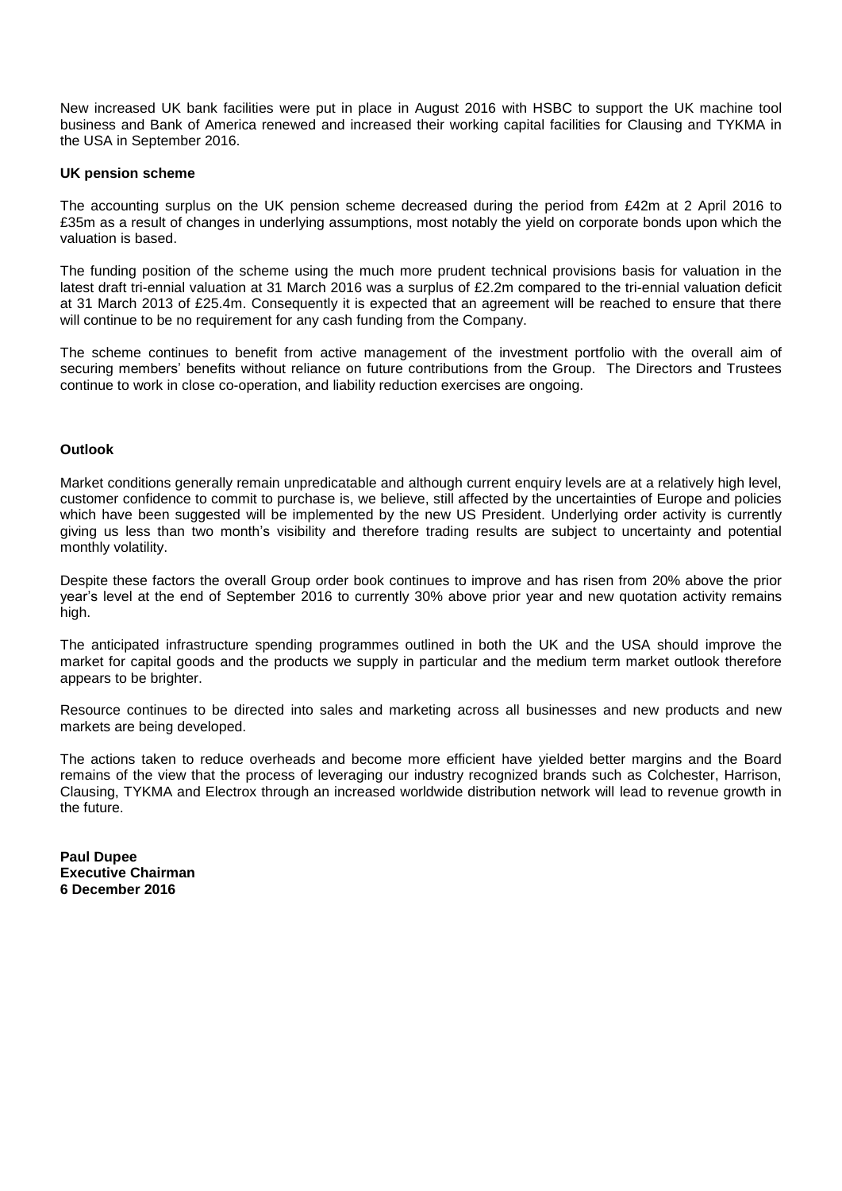New increased UK bank facilities were put in place in August 2016 with HSBC to support the UK machine tool business and Bank of America renewed and increased their working capital facilities for Clausing and TYKMA in the USA in September 2016.

**UK pension scheme**

The accounting surplus on the UK pension scheme decreased during the period from £42m at 2 April 2016 to £35m as a result of changes in underlying assumptions, most notably the yield on corporate bonds upon which the valuation is based.

The funding position of the scheme using the much more prudent technical provisions basis for valuation in the latest draft tri-ennial valuation at 31 March 2016 was a surplus of £2.2m compared to the tri-ennial valuation deficit at 31 March 2013 of £25.4m. Consequently it is expected that an agreement will be reached to ensure that there will continue to be no requirement for any cash funding from the Company.

The scheme continues to benefit from active management of the investment portfolio with the overall aim of securing members' benefits without reliance on future contributions from the Group. The Directors and Trustees continue to work in close co-operation, and liability reduction exercises are ongoing.

**Outlook**

Market conditions generally remain unpredicatable and although current enquiry levels are at a relatively high level, customer confidence to commit to purchase is, we believe, still affected by the uncertainties of Europe and policies which have been suggested will be implemented by the new US President. Underlying order activity is currently giving us less than two month's visibility and therefore trading results are subject to uncertainty and potential monthly volatility.

Despite these factors the overall Group order book continues to improve and has risen from 20% above the prior year's level at the end of September 2016 to currently 30% above prior year and new quotation activity remains high.

The anticipated infrastructure spending programmes outlined in both the UK and the USA should improve the market for capital goods and the products we supply in particular and the medium term market outlook therefore appears to be brighter.

Resource continues to be directed into sales and marketing across all businesses and new products and new markets are being developed.

The actions taken to reduce overheads and become more efficient have yielded better margins and the Board remains of the view that the process of leveraging our industry recognized brands such as Colchester, Harrison, Clausing, TYKMA and Electrox through an increased worldwide distribution network will lead to revenue growth in the future.

**Paul Dupee**
**Executive Chairman**
**6 December 2016**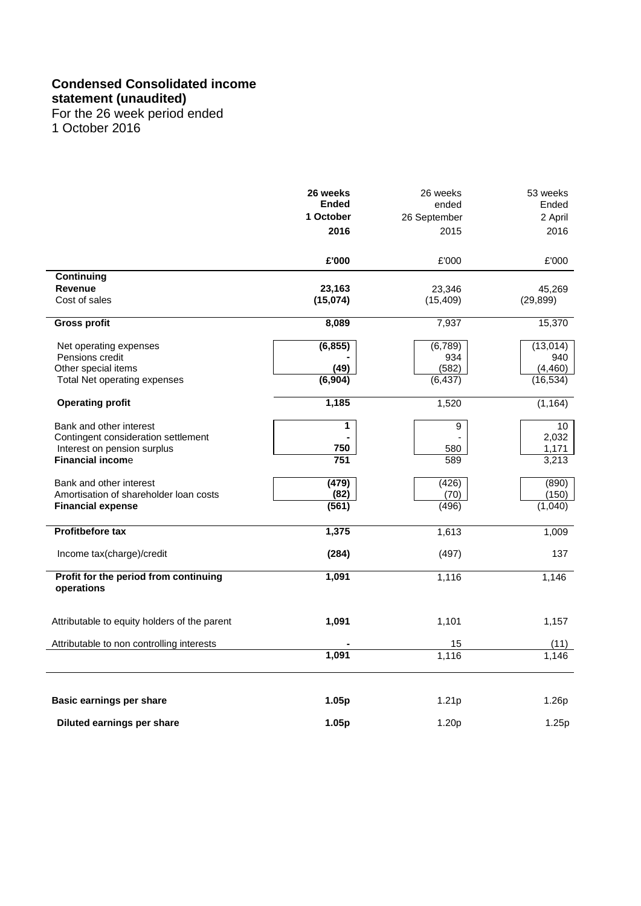## Condensed Consolidated income statement (unaudited)

For the 26 week period ended
1 October 2016

| | 26 weeks Ended 1 October 2016 | 26 weeks ended 26 September 2015 | 53 weeks Ended 2 April 2016 |
|---|---|---|---|
| | **£'000** | £'000 | £'000 |
| **Continuing** | | | |
| **Revenue** | **23,163** | 23,346 | 45,269 |
| Cost of sales | **(15,074)** | (15,409) | (29,899) |
| **Gross profit** | **8,089** | 7,937 | 15,370 |
| Net operating expenses | **(6,855)** | (6,789) | (13,014) |
| Pensions credit | **-** | 934 | 940 |
| Other special items | **(49)** | (582) | (4,460) |
| Total Net operating expenses | **(6,904)** | (6,437) | (16,534) |
| **Operating profit** | **1,185** | 1,520 | (1,164) |
| Bank and other interest | **1** | 9 | 10 |
| Contingent consideration settlement | **-** | - | 2,032 |
| Interest on pension surplus | **750** | 580 | 1,171 |
| **Financial income** | **751** | 589 | 3,213 |
| Bank and other interest | **(479)** | (426) | (890) |
| Amortisation of shareholder loan costs | **(82)** | (70) | (150) |
| **Financial expense** | **(561)** | (496) | (1,040) |
| **Profitbefore tax** | **1,375** | 1,613 | 1,009 |
| Income tax(charge)/credit | **(284)** | (497) | 137 |
| **Profit for the period from continuing operations** | **1,091** | 1,116 | 1,146 |
| Attributable to equity holders of the parent | **1,091** | 1,101 | 1,157 |
| Attributable to non controlling interests | **-** | 15 | (11) |
| | **1,091** | 1,116 | 1,146 |
| **Basic earnings per share** | **1.05p** | 1.21p | 1.26p |
| **Diluted earnings per share** | **1.05p** | 1.20p | 1.25p |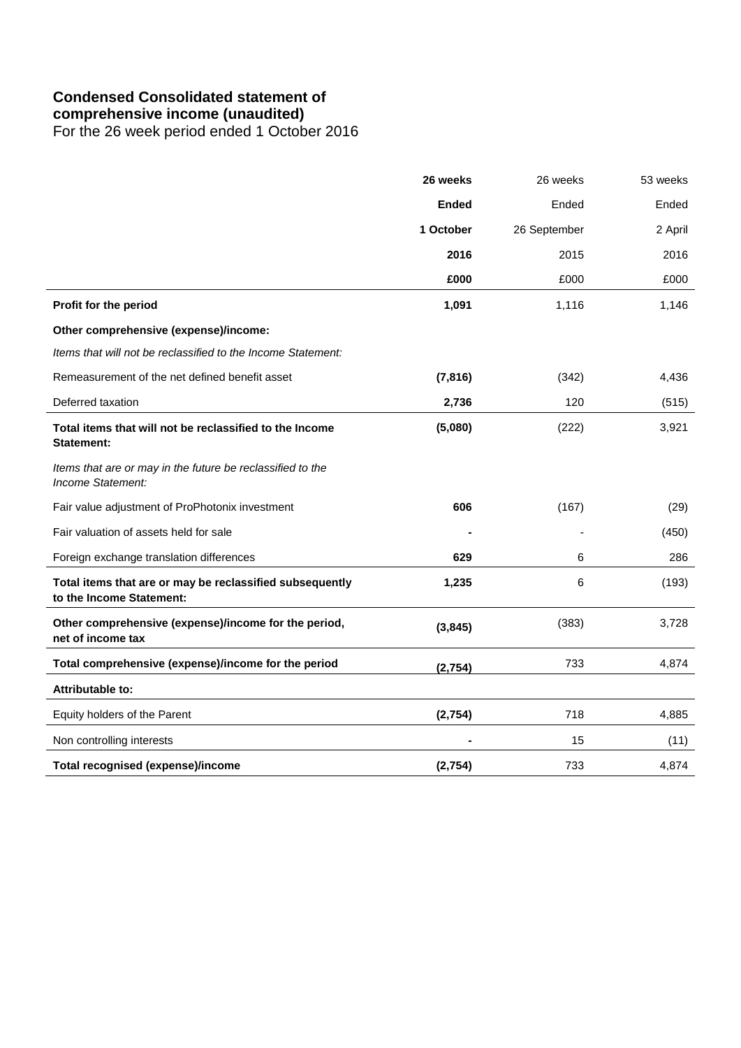## Condensed Consolidated statement of comprehensive income (unaudited)

For the 26 week period ended 1 October 2016

| | **26 weeks Ended 1 October 2016 £000** | 26 weeks Ended 26 September 2015 £000 | 53 weeks Ended 2 April 2016 £000 |
|---|---|---|---|
| **Profit for the period** | **1,091** | 1,116 | 1,146 |
| **Other comprehensive (expense)/income:** | | | |
| *Items that will not be reclassified to the Income Statement:* | | | |
| Remeasurement of the net defined benefit asset | **(7,816)** | (342) | 4,436 |
| Deferred taxation | **2,736** | 120 | (515) |
| **Total items that will not be reclassified to the Income Statement:** | **(5,080)** | (222) | 3,921 |
| *Items that are or may in the future be reclassified to the Income Statement:* | | | |
| Fair value adjustment of ProPhotonix investment | **606** | (167) | (29) |
| Fair valuation of assets held for sale | **-** | - | (450) |
| Foreign exchange translation differences | **629** | 6 | 286 |
| **Total items that are or may be reclassified subsequently to the Income Statement:** | **1,235** | 6 | (193) |
| **Other comprehensive (expense)/income for the period, net of income tax** | **(3,845)** | (383) | 3,728 |
| **Total comprehensive (expense)/income for the period** | **(2,754)** | 733 | 4,874 |
| **Attributable to:** | | | |
| Equity holders of the Parent | **(2,754)** | 718 | 4,885 |
| Non controlling interests | **-** | 15 | (11) |
| **Total recognised (expense)/income** | **(2,754)** | 733 | 4,874 |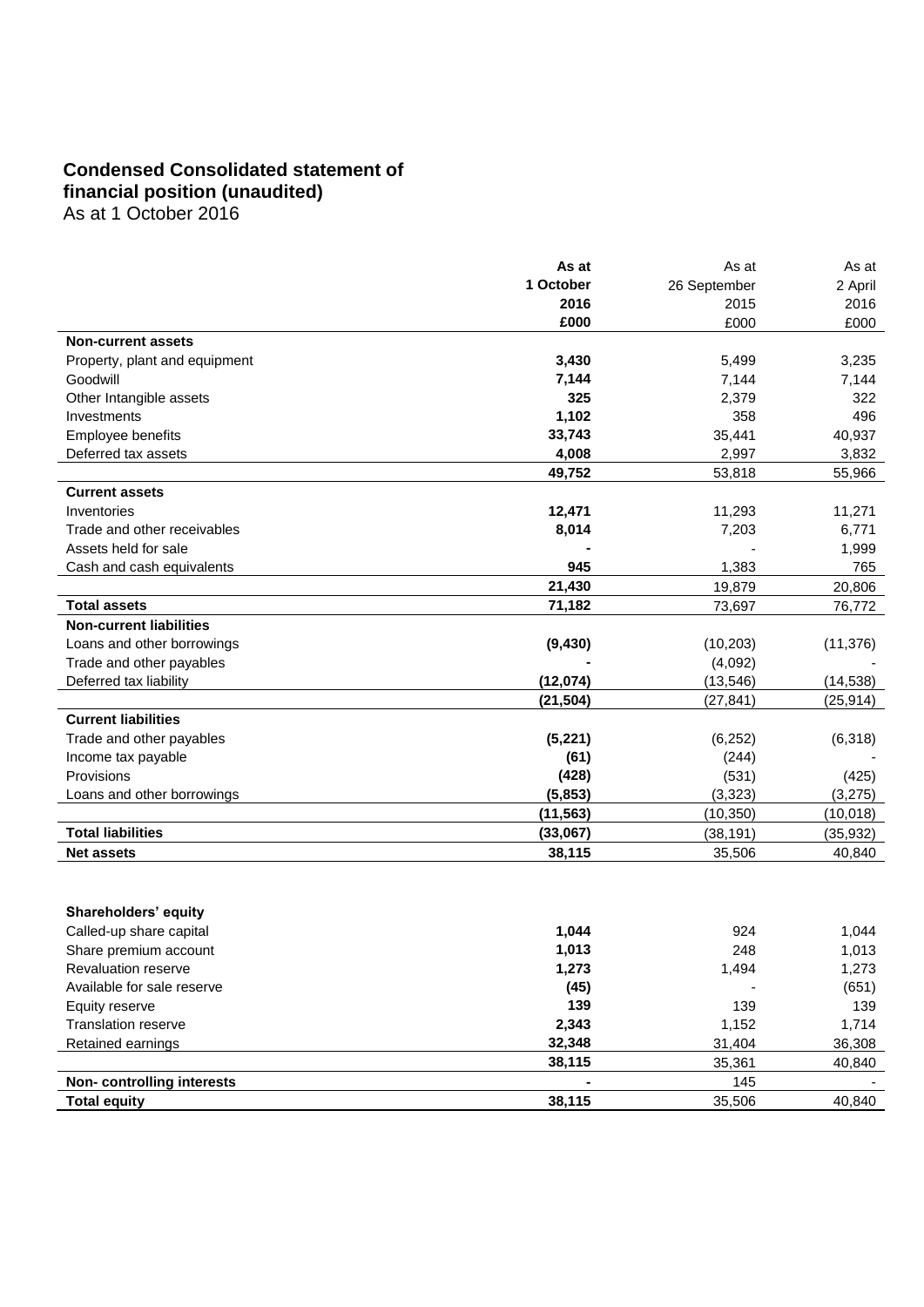## Condensed Consolidated statement of financial position (unaudited)

As at 1 October 2016

| | **As at 1 October 2016 £000** | As at 26 September 2015 £000 | As at 2 April 2016 £000 |
|---|---|---|---|
| **Non-current assets** | | | |
| Property, plant and equipment | **3,430** | 5,499 | 3,235 |
| Goodwill | **7,144** | 7,144 | 7,144 |
| Other Intangible assets | **325** | 2,379 | 322 |
| Investments | **1,102** | 358 | 496 |
| Employee benefits | **33,743** | 35,441 | 40,937 |
| Deferred tax assets | **4,008** | 2,997 | 3,832 |
| | **49,752** | 53,818 | 55,966 |
| **Current assets** | | | |
| Inventories | **12,471** | 11,293 | 11,271 |
| Trade and other receivables | **8,014** | 7,203 | 6,771 |
| Assets held for sale | **-** | - | 1,999 |
| Cash and cash equivalents | **945** | 1,383 | 765 |
| | **21,430** | 19,879 | 20,806 |
| **Total assets** | **71,182** | 73,697 | 76,772 |
| **Non-current liabilities** | | | |
| Loans and other borrowings | **(9,430)** | (10,203) | (11,376) |
| Trade and other payables | **-** | (4,092) | - |
| Deferred tax liability | **(12,074)** | (13,546) | (14,538) |
| | **(21,504)** | (27,841) | (25,914) |
| **Current liabilities** | | | |
| Trade and other payables | **(5,221)** | (6,252) | (6,318) |
| Income tax payable | **(61)** | (244) | - |
| Provisions | **(428)** | (531) | (425) |
| Loans and other borrowings | **(5,853)** | (3,323) | (3,275) |
| | **(11,563)** | (10,350) | (10,018) |
| **Total liabilities** | **(33,067)** | (38,191) | (35,932) |
| **Net assets** | **38,115** | 35,506 | 40,840 |
| | | | |
| **Shareholders' equity** | | | |
| Called-up share capital | **1,044** | 924 | 1,044 |
| Share premium account | **1,013** | 248 | 1,013 |
| Revaluation reserve | **1,273** | 1,494 | 1,273 |
| Available for sale reserve | **(45)** | - | (651) |
| Equity reserve | **139** | 139 | 139 |
| Translation reserve | **2,343** | 1,152 | 1,714 |
| Retained earnings | **32,348** | 31,404 | 36,308 |
| | **38,115** | 35,361 | 40,840 |
| **Non- controlling interests** | **-** | 145 | - |
| **Total equity** | **38,115** | 35,506 | 40,840 |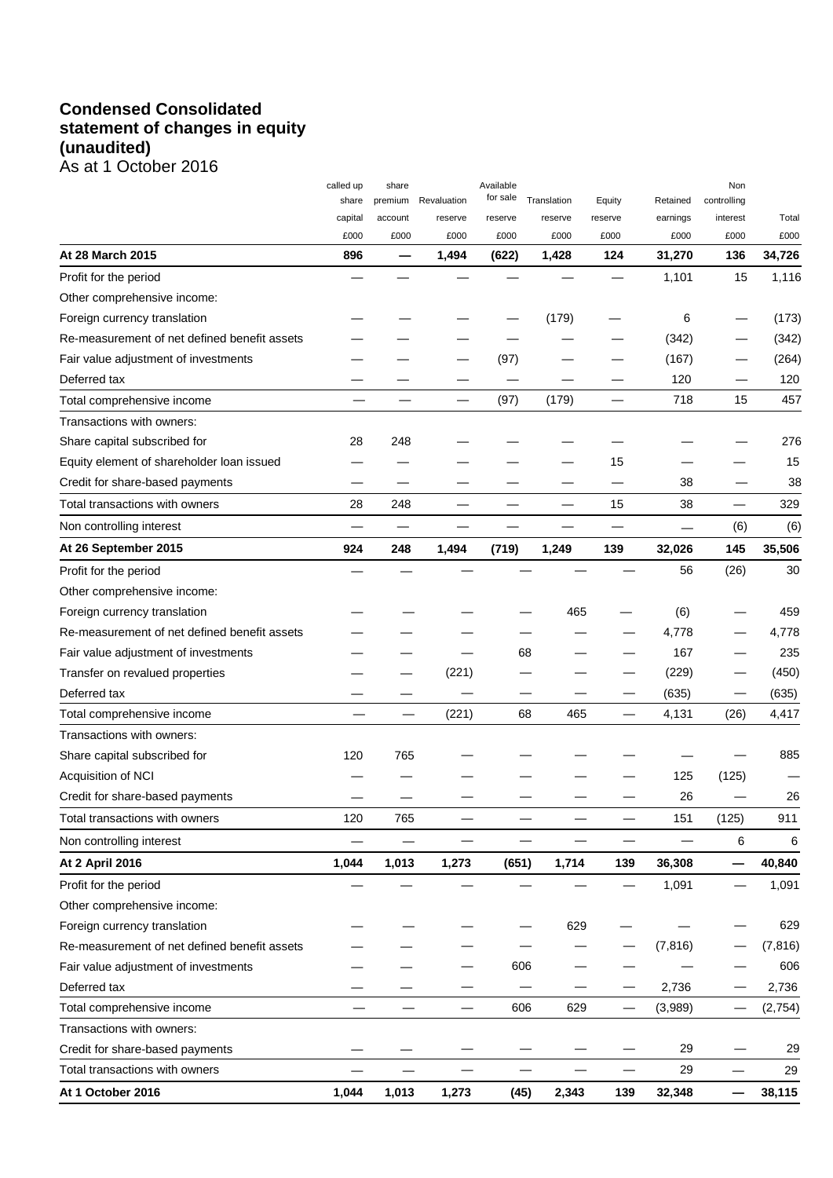# Condensed Consolidated statement of changes in equity (unaudited)

As at 1 October 2016

| | called up share capital £000 | share premium account £000 | Revaluation reserve £000 | Available for sale reserve £000 | Translation reserve £000 | Equity reserve £000 | Retained earnings £000 | Non controlling interest £000 | Total £000 |
|---|---|---|---|---|---|---|---|---|---|
| **At 28 March 2015** | **896** | **—** | **1,494** | **(622)** | **1,428** | **124** | **31,270** | **136** | **34,726** |
| Profit for the period | — | — | — | — | — | — | 1,101 | 15 | 1,116 |
| Other comprehensive income: | | | | | | | | | |
| Foreign currency translation | — | — | — | — | (179) | — | 6 | — | (173) |
| Re-measurement of net defined benefit assets | — | — | — | — | — | — | (342) | — | (342) |
| Fair value adjustment of investments | — | — | — | (97) | — | — | (167) | — | (264) |
| Deferred tax | — | — | — | — | — | — | 120 | — | 120 |
| Total comprehensive income | — | — | — | (97) | (179) | — | 718 | 15 | 457 |
| Transactions with owners: | | | | | | | | | |
| Share capital subscribed for | 28 | 248 | — | — | — | — | — | — | 276 |
| Equity element of shareholder loan issued | — | — | — | — | — | 15 | — | — | 15 |
| Credit for share-based payments | — | — | — | — | — | — | 38 | — | 38 |
| Total transactions with owners | 28 | 248 | — | — | — | 15 | 38 | — | 329 |
| Non controlling interest | — | — | — | — | — | — | — | (6) | (6) |
| **At 26 September 2015** | **924** | **248** | **1,494** | **(719)** | **1,249** | **139** | **32,026** | **145** | **35,506** |
| Profit for the period | — | — | — | — | — | — | 56 | (26) | 30 |
| Other comprehensive income: | | | | | | | | | |
| Foreign currency translation | — | — | — | — | 465 | — | (6) | — | 459 |
| Re-measurement of net defined benefit assets | — | — | — | — | — | — | 4,778 | — | 4,778 |
| Fair value adjustment of investments | — | — | — | 68 | — | — | 167 | — | 235 |
| Transfer on revalued properties | — | — | (221) | — | — | — | (229) | — | (450) |
| Deferred tax | — | — | — | — | — | — | (635) | — | (635) |
| Total comprehensive income | — | — | (221) | 68 | 465 | — | 4,131 | (26) | 4,417 |
| Transactions with owners: | | | | | | | | | |
| Share capital subscribed for | 120 | 765 | — | — | — | — | — | — | 885 |
| Acquisition of NCI | — | — | — | — | — | — | 125 | (125) | — |
| Credit for share-based payments | — | — | — | — | — | — | 26 | — | 26 |
| Total transactions with owners | 120 | 765 | — | — | — | — | 151 | (125) | 911 |
| Non controlling interest | — | — | — | — | — | — | — | 6 | 6 |
| **At 2 April 2016** | **1,044** | **1,013** | **1,273** | **(651)** | **1,714** | **139** | **36,308** | **—** | **40,840** |
| Profit for the period | — | — | — | — | — | — | 1,091 | — | 1,091 |
| Other comprehensive income: | | | | | | | | | |
| Foreign currency translation | — | — | — | — | 629 | — | — | — | 629 |
| Re-measurement of net defined benefit assets | — | — | — | — | — | — | (7,816) | — | (7,816) |
| Fair value adjustment of investments | — | — | — | 606 | — | — | — | — | 606 |
| Deferred tax | — | — | — | — | — | — | 2,736 | — | 2,736 |
| Total comprehensive income | — | — | — | 606 | 629 | — | (3,989) | — | (2,754) |
| Transactions with owners: | | | | | | | | | |
| Credit for share-based payments | — | — | — | — | — | — | 29 | — | 29 |
| Total transactions with owners | — | — | — | — | — | — | 29 | — | 29 |
| **At 1 October 2016** | **1,044** | **1,013** | **1,273** | **(45)** | **2,343** | **139** | **32,348** | **—** | **38,115** |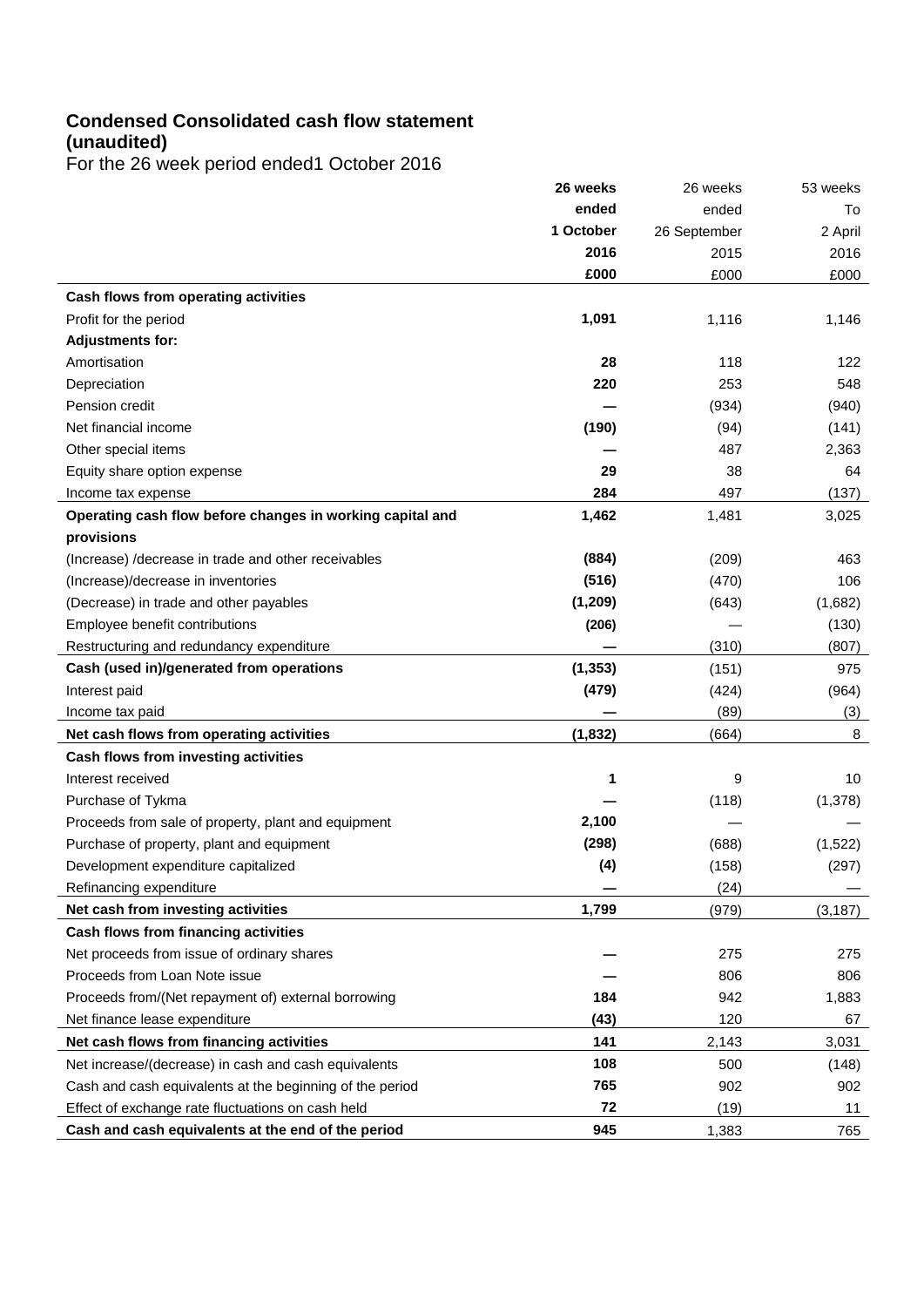**Condensed Consolidated cash flow statement (unaudited)**

For the 26 week period ended1 October 2016

| | **26 weeks ended 1 October 2016 £000** | 26 weeks ended 26 September 2015 £000 | 53 weeks To 2 April 2016 £000 |
|---|---|---|---|
| **Cash flows from operating activities** | | | |
| Profit for the period | **1,091** | 1,116 | 1,146 |
| **Adjustments for:** | | | |
| Amortisation | **28** | 118 | 122 |
| Depreciation | **220** | 253 | 548 |
| Pension credit | **—** | (934) | (940) |
| Net financial income | **(190)** | (94) | (141) |
| Other special items | **—** | 487 | 2,363 |
| Equity share option expense | **29** | 38 | 64 |
| Income tax expense | **284** | 497 | (137) |
| **Operating cash flow before changes in working capital and provisions** | **1,462** | 1,481 | 3,025 |
| (Increase) /decrease in trade and other receivables | **(884)** | (209) | 463 |
| (Increase)/decrease in inventories | **(516)** | (470) | 106 |
| (Decrease) in trade and other payables | **(1,209)** | (643) | (1,682) |
| Employee benefit contributions | **(206)** | — | (130) |
| Restructuring and redundancy expenditure | **—** | (310) | (807) |
| **Cash (used in)/generated from operations** | **(1,353)** | (151) | 975 |
| Interest paid | **(479)** | (424) | (964) |
| Income tax paid | **—** | (89) | (3) |
| **Net cash flows from operating activities** | **(1,832)** | (664) | 8 |
| **Cash flows from investing activities** | | | |
| Interest received | **1** | 9 | 10 |
| Purchase of Tykma | **—** | (118) | (1,378) |
| Proceeds from sale of property, plant and equipment | **2,100** | — | — |
| Purchase of property, plant and equipment | **(298)** | (688) | (1,522) |
| Development expenditure capitalized | **(4)** | (158) | (297) |
| Refinancing expenditure | **—** | (24) | — |
| **Net cash from investing activities** | **1,799** | (979) | (3,187) |
| **Cash flows from financing activities** | | | |
| Net proceeds from issue of ordinary shares | **—** | 275 | 275 |
| Proceeds from Loan Note issue | **—** | 806 | 806 |
| Proceeds from/(Net repayment of) external borrowing | **184** | 942 | 1,883 |
| Net finance lease expenditure | **(43)** | 120 | 67 |
| **Net cash flows from financing activities** | **141** | 2,143 | 3,031 |
| Net increase/(decrease) in cash and cash equivalents | **108** | 500 | (148) |
| Cash and cash equivalents at the beginning of the period | **765** | 902 | 902 |
| Effect of exchange rate fluctuations on cash held | **72** | (19) | 11 |
| **Cash and cash equivalents at the end of the period** | **945** | 1,383 | 765 |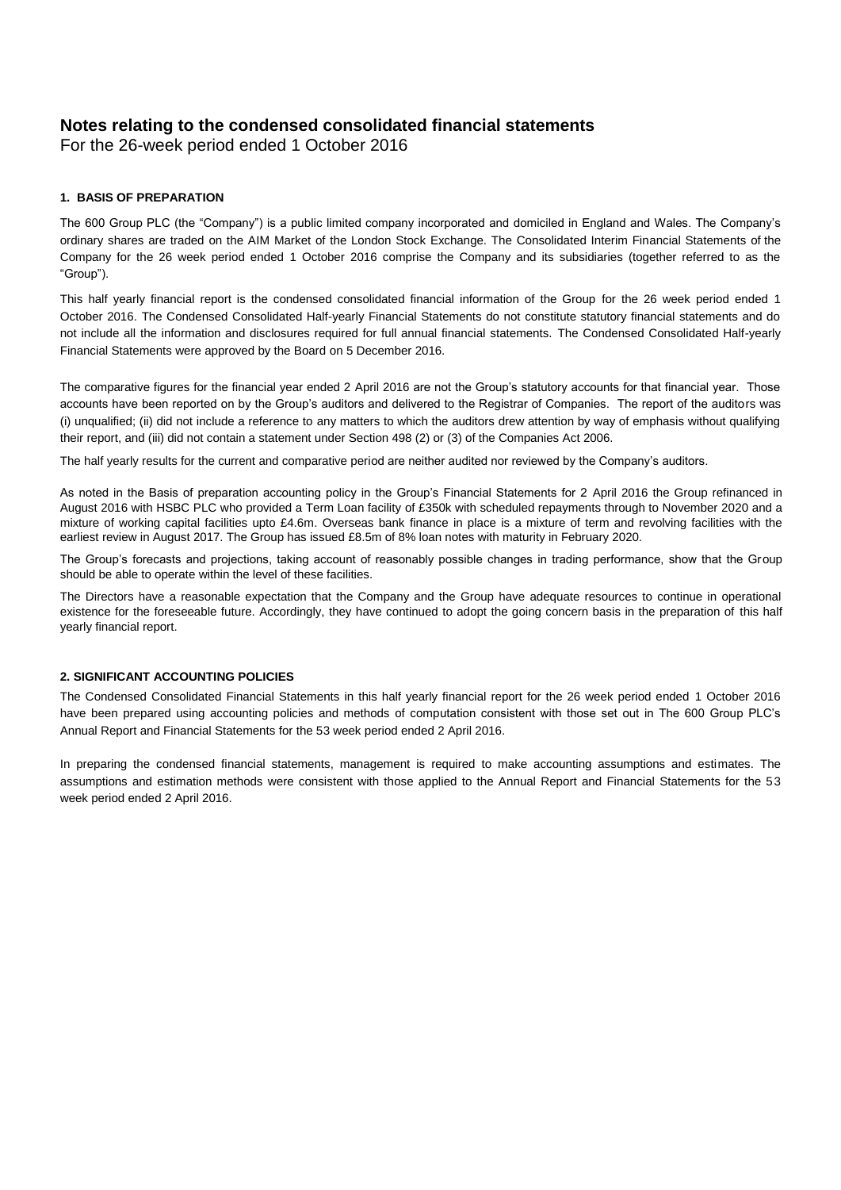# Notes relating to the condensed consolidated financial statements

For the 26-week period ended 1 October 2016

### 1. BASIS OF PREPARATION

The 600 Group PLC (the "Company") is a public limited company incorporated and domiciled in England and Wales. The Company's ordinary shares are traded on the AIM Market of the London Stock Exchange. The Consolidated Interim Financial Statements of the Company for the 26 week period ended 1 October 2016 comprise the Company and its subsidiaries (together referred to as the "Group").

This half yearly financial report is the condensed consolidated financial information of the Group for the 26 week period ended 1 October 2016. The Condensed Consolidated Half-yearly Financial Statements do not constitute statutory financial statements and do not include all the information and disclosures required for full annual financial statements. The Condensed Consolidated Half-yearly Financial Statements were approved by the Board on 5 December 2016.

The comparative figures for the financial year ended 2 April 2016 are not the Group's statutory accounts for that financial year. Those accounts have been reported on by the Group's auditors and delivered to the Registrar of Companies. The report of the auditors was (i) unqualified; (ii) did not include a reference to any matters to which the auditors drew attention by way of emphasis without qualifying their report, and (iii) did not contain a statement under Section 498 (2) or (3) of the Companies Act 2006.

The half yearly results for the current and comparative period are neither audited nor reviewed by the Company's auditors.

As noted in the Basis of preparation accounting policy in the Group's Financial Statements for 2 April 2016 the Group refinanced in August 2016 with HSBC PLC who provided a Term Loan facility of £350k with scheduled repayments through to November 2020 and a mixture of working capital facilities upto £4.6m. Overseas bank finance in place is a mixture of term and revolving facilities with the earliest review in August 2017. The Group has issued £8.5m of 8% loan notes with maturity in February 2020.

The Group's forecasts and projections, taking account of reasonably possible changes in trading performance, show that the Group should be able to operate within the level of these facilities.

The Directors have a reasonable expectation that the Company and the Group have adequate resources to continue in operational existence for the foreseeable future. Accordingly, they have continued to adopt the going concern basis in the preparation of this half yearly financial report.

### 2. SIGNIFICANT ACCOUNTING POLICIES

The Condensed Consolidated Financial Statements in this half yearly financial report for the 26 week period ended 1 October 2016 have been prepared using accounting policies and methods of computation consistent with those set out in The 600 Group PLC's Annual Report and Financial Statements for the 53 week period ended 2 April 2016.

In preparing the condensed financial statements, management is required to make accounting assumptions and estimates. The assumptions and estimation methods were consistent with those applied to the Annual Report and Financial Statements for the 53 week period ended 2 April 2016.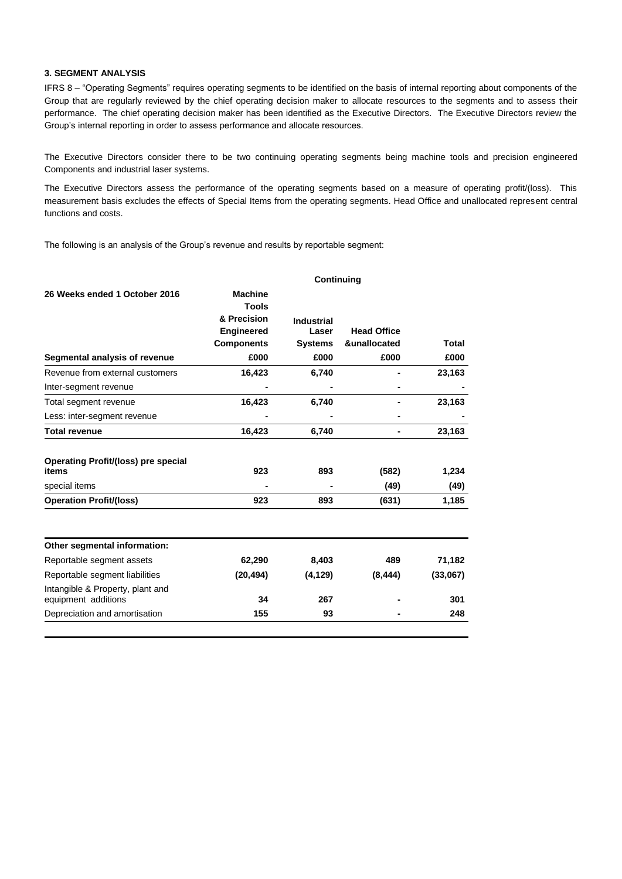### 3. SEGMENT ANALYSIS

IFRS 8 – "Operating Segments" requires operating segments to be identified on the basis of internal reporting about components of the Group that are regularly reviewed by the chief operating decision maker to allocate resources to the segments and to assess their performance. The chief operating decision maker has been identified as the Executive Directors. The Executive Directors review the Group's internal reporting in order to assess performance and allocate resources.

The Executive Directors consider there to be two continuing operating segments being machine tools and precision engineered Components and industrial laser systems.

The Executive Directors assess the performance of the operating segments based on a measure of operating profit/(loss). This measurement basis excludes the effects of Special Items from the operating segments. Head Office and unallocated represent central functions and costs.

The following is an analysis of the Group's revenue and results by reportable segment:

| | Continuing | | | |
|---|---|---|---|---|
| **26 Weeks ended 1 October 2016** | **Machine Tools & Precision Engineered Components** | **Industrial Laser Systems** | **Head Office &unallocated** | **Total** |
| **Segmental analysis of revenue** | **£000** | **£000** | **£000** | **£000** |
| Revenue from external customers | **16,423** | **6,740** | **-** | **23,163** |
| Inter-segment revenue | **-** | **-** | **-** | **-** |
| Total segment revenue | **16,423** | **6,740** | **-** | **23,163** |
| Less: inter-segment revenue | **-** | **-** | **-** | **-** |
| **Total revenue** | **16,423** | **6,740** | **-** | **23,163** |
| **Operating Profit/(loss) pre special items** | **923** | **893** | **(582)** | **1,234** |
| special items | **-** | **-** | **(49)** | **(49)** |
| **Operation Profit/(loss)** | **923** | **893** | **(631)** | **1,185** |
| **Other segmental information:** | | | | |
| Reportable segment assets | **62,290** | **8,403** | **489** | **71,182** |
| Reportable segment liabilities | **(20,494)** | **(4,129)** | **(8,444)** | **(33,067)** |
| Intangible & Property, plant and equipment additions | **34** | **267** | **-** | **301** |
| Depreciation and amortisation | **155** | **93** | **-** | **248** |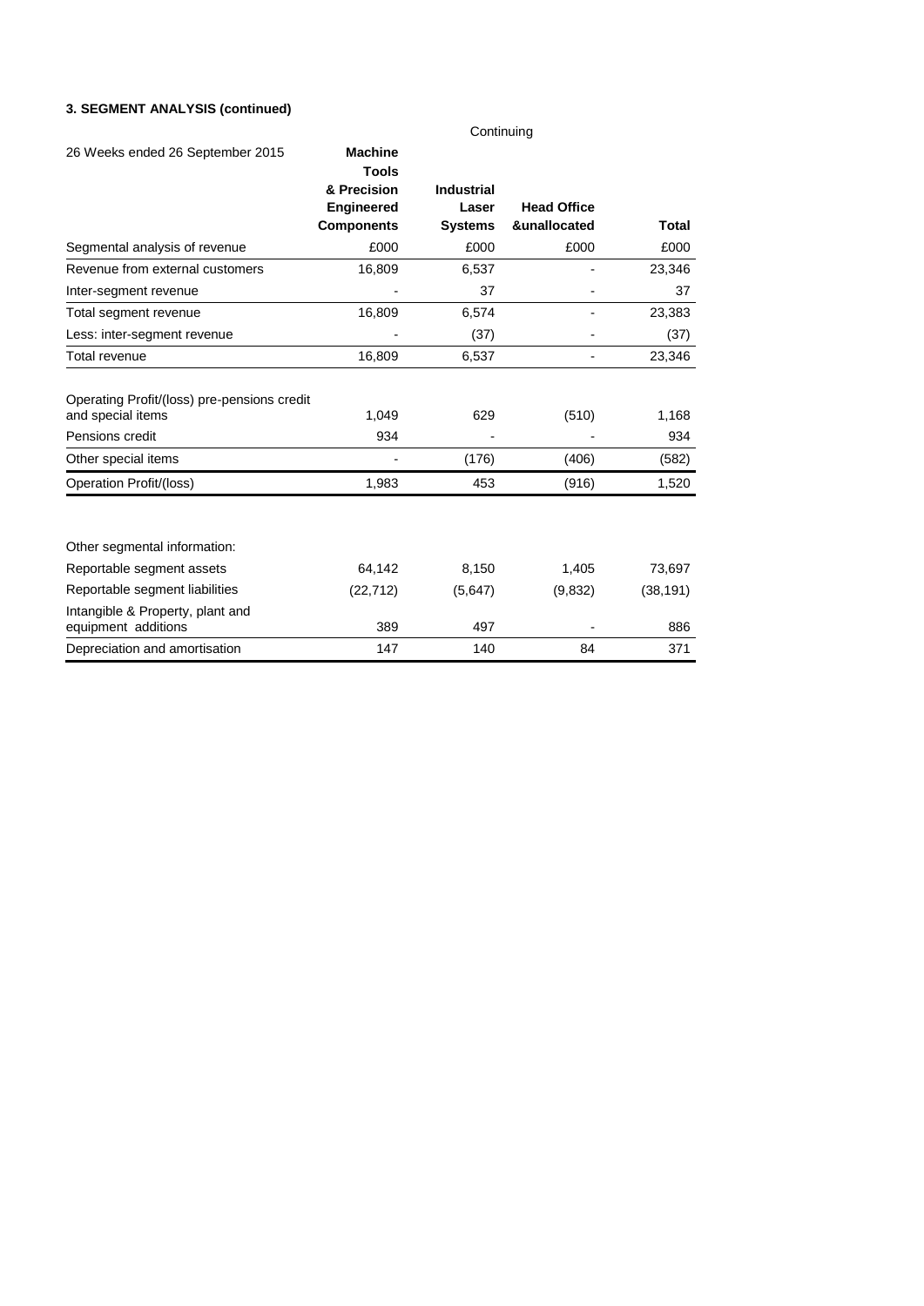### 3. SEGMENT ANALYSIS (continued)

| 26 Weeks ended 26 September 2015 | Continuing | | | |
|---|---|---|---|---|
| | **Machine Tools & Precision Engineered Components** | **Industrial Laser Systems** | **Head Office &unallocated** | **Total** |
| Segmental analysis of revenue | £000 | £000 | £000 | £000 |
| Revenue from external customers | 16,809 | 6,537 | - | 23,346 |
| Inter-segment revenue | - | 37 | - | 37 |
| Total segment revenue | 16,809 | 6,574 | - | 23,383 |
| Less: inter-segment revenue | - | (37) | - | (37) |
| Total revenue | 16,809 | 6,537 | - | 23,346 |
| | | | | |
| Operating Profit/(loss) pre-pensions credit and special items | 1,049 | 629 | (510) | 1,168 |
| Pensions credit | 934 | - | - | 934 |
| Other special items | - | (176) | (406) | (582) |
| Operation Profit/(loss) | 1,983 | 453 | (916) | 1,520 |
| | | | | |
| Other segmental information: | | | | |
| Reportable segment assets | 64,142 | 8,150 | 1,405 | 73,697 |
| Reportable segment liabilities | (22,712) | (5,647) | (9,832) | (38,191) |
| Intangible & Property, plant and equipment additions | 389 | 497 | - | 886 |
| Depreciation and amortisation | 147 | 140 | 84 | 371 |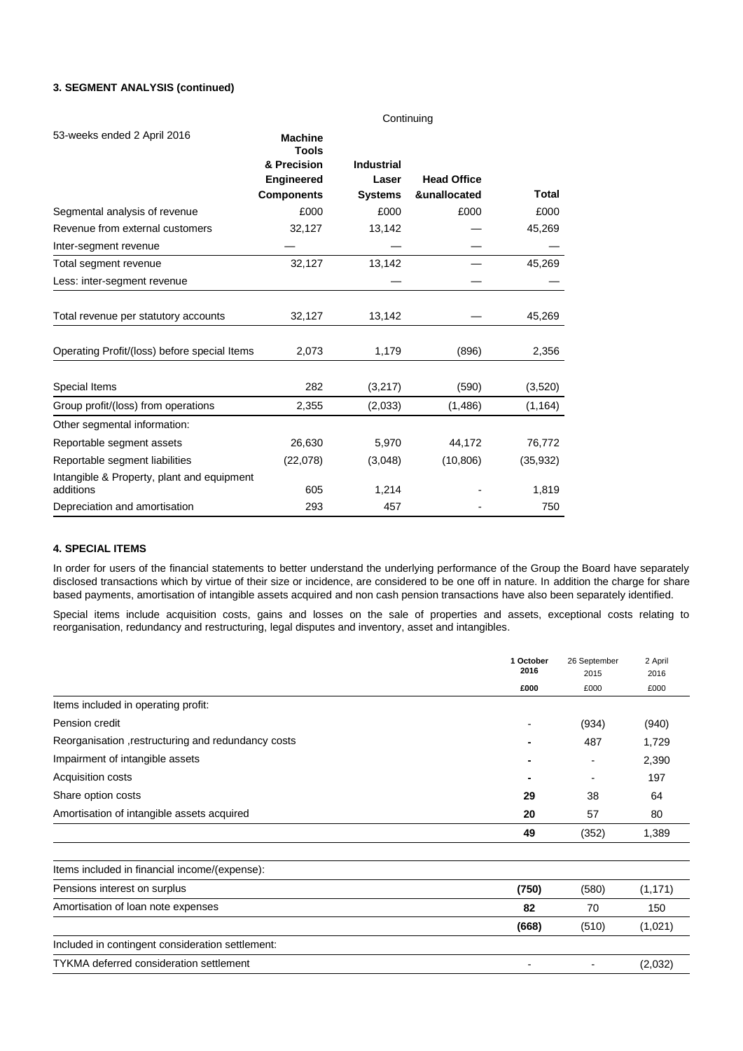### 3. SEGMENT ANALYSIS (continued)

| 53-weeks ended 2 April 2016 | Continuing | | | |
|---|---|---|---|---|
| | **Machine Tools & Precision Engineered Components** | **Industrial Laser Systems** | **Head Office &unallocated** | **Total** |
| Segmental analysis of revenue | £000 | £000 | £000 | £000 |
| Revenue from external customers | 32,127 | 13,142 | — | 45,269 |
| Inter-segment revenue | — | — | — | — |
| Total segment revenue | 32,127 | 13,142 | — | 45,269 |
| Less: inter-segment revenue | | — | — | — |
| Total revenue per statutory accounts | 32,127 | 13,142 | — | 45,269 |
| Operating Profit/(loss) before special Items | 2,073 | 1,179 | (896) | 2,356 |
| Special Items | 282 | (3,217) | (590) | (3,520) |
| Group profit/(loss) from operations | 2,355 | (2,033) | (1,486) | (1,164) |
| Other segmental information: | | | | |
| Reportable segment assets | 26,630 | 5,970 | 44,172 | 76,772 |
| Reportable segment liabilities | (22,078) | (3,048) | (10,806) | (35,932) |
| Intangible & Property, plant and equipment additions | 605 | 1,214 | - | 1,819 |
| Depreciation and amortisation | 293 | 457 | - | 750 |

### 4. SPECIAL ITEMS

In order for users of the financial statements to better understand the underlying performance of the Group the Board have separately disclosed transactions which by virtue of their size or incidence, are considered to be one off in nature. In addition the charge for share based payments, amortisation of intangible assets acquired and non cash pension transactions have also been separately identified.

Special items include acquisition costs, gains and losses on the sale of properties and assets, exceptional costs relating to reorganisation, redundancy and restructuring, legal disputes and inventory, asset and intangibles.

| | **1 October 2016** | 26 September 2015 | 2 April 2016 |
|---|---|---|---|
| | **£000** | £000 | £000 |
| Items included in operating profit: | | | |
| Pension credit | - | (934) | (940) |
| Reorganisation ,restructuring and redundancy costs | - | 487 | 1,729 |
| Impairment of intangible assets | - | - | 2,390 |
| Acquisition costs | - | - | 197 |
| Share option costs | **29** | 38 | 64 |
| Amortisation of intangible assets acquired | **20** | 57 | 80 |
| | **49** | (352) | 1,389 |
| Items included in financial income/(expense): | | | |
| Pensions interest on surplus | **(750)** | (580) | (1,171) |
| Amortisation of loan note expenses | **82** | 70 | 150 |
| | **(668)** | (510) | (1,021) |
| Included in contingent consideration settlement: | | | |
| TYKMA deferred consideration settlement | - | - | (2,032) |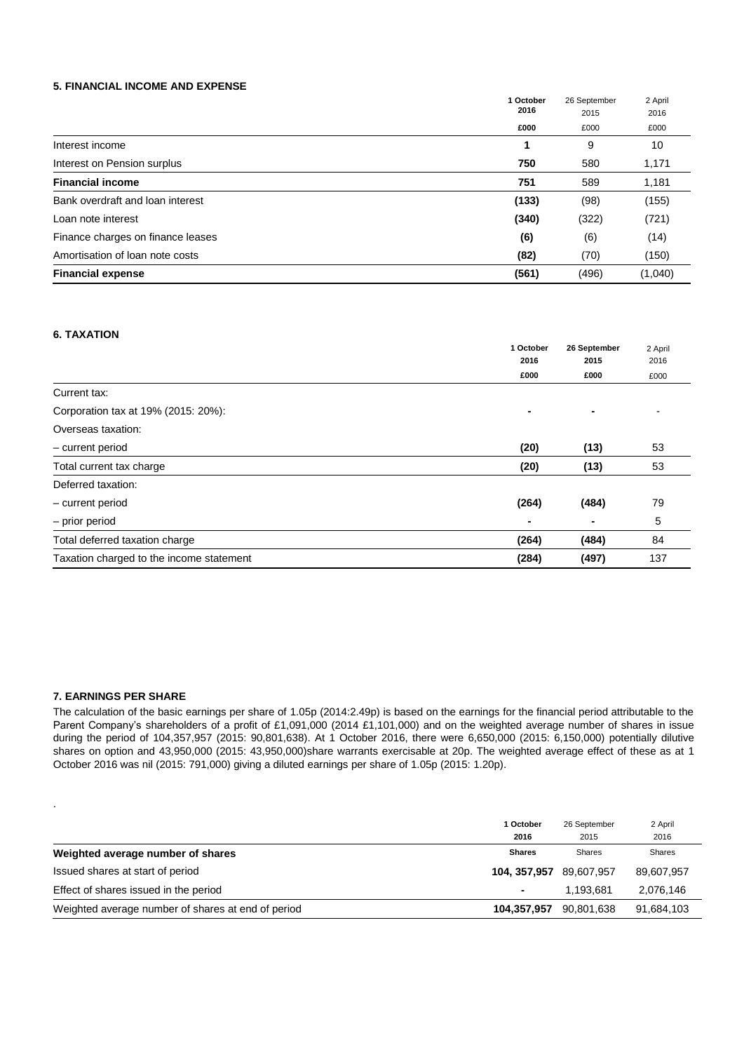### 5. FINANCIAL INCOME AND EXPENSE

| | 1 October 2016 | 26 September 2015 | 2 April 2016 |
|---|---|---|---|
| | £000 | £000 | £000 |
| Interest income | 1 | 9 | 10 |
| Interest on Pension surplus | 750 | 580 | 1,171 |
| **Financial income** | **751** | 589 | 1,181 |
| Bank overdraft and loan interest | (133) | (98) | (155) |
| Loan note interest | (340) | (322) | (721) |
| Finance charges on finance leases | (6) | (6) | (14) |
| Amortisation of loan note costs | (82) | (70) | (150) |
| **Financial expense** | **(561)** | (496) | (1,040) |

### 6. TAXATION

| | 1 October 2016 | 26 September 2015 | 2 April 2016 |
|---|---|---|---|
| | £000 | £000 | £000 |
| Current tax: | | | |
| Corporation tax at 19% (2015: 20%): | - | - | - |
| Overseas taxation: | | | |
| – current period | (20) | (13) | 53 |
| Total current tax charge | (20) | (13) | 53 |
| Deferred taxation: | | | |
| – current period | (264) | (484) | 79 |
| – prior period | - | - | 5 |
| Total deferred taxation charge | (264) | (484) | 84 |
| Taxation charged to the income statement | (284) | (497) | 137 |

### 7. EARNINGS PER SHARE

The calculation of the basic earnings per share of 1.05p (2014:2.49p) is based on the earnings for the financial period attributable to the Parent Company's shareholders of a profit of £1,091,000 (2014 £1,101,000) and on the weighted average number of shares in issue during the period of 104,357,957 (2015: 90,801,638). At 1 October 2016, there were 6,650,000 (2015: 6,150,000) potentially dilutive shares on option and 43,950,000 (2015: 43,950,000)share warrants exercisable at 20p. The weighted average effect of these as at 1 October 2016 was nil (2015: 791,000) giving a diluted earnings per share of 1.05p (2015: 1.20p).

.

| | 1 October 2016 | 26 September 2015 | 2 April 2016 |
|---|---|---|---|
| **Weighted average number of shares** | **Shares** | Shares | Shares |
| Issued shares at start of period | **104, 357,957** | 89,607,957 | 89,607,957 |
| Effect of shares issued in the period | - | 1,193,681 | 2,076,146 |
| Weighted average number of shares at end of period | **104,357,957** | 90,801,638 | 91,684,103 |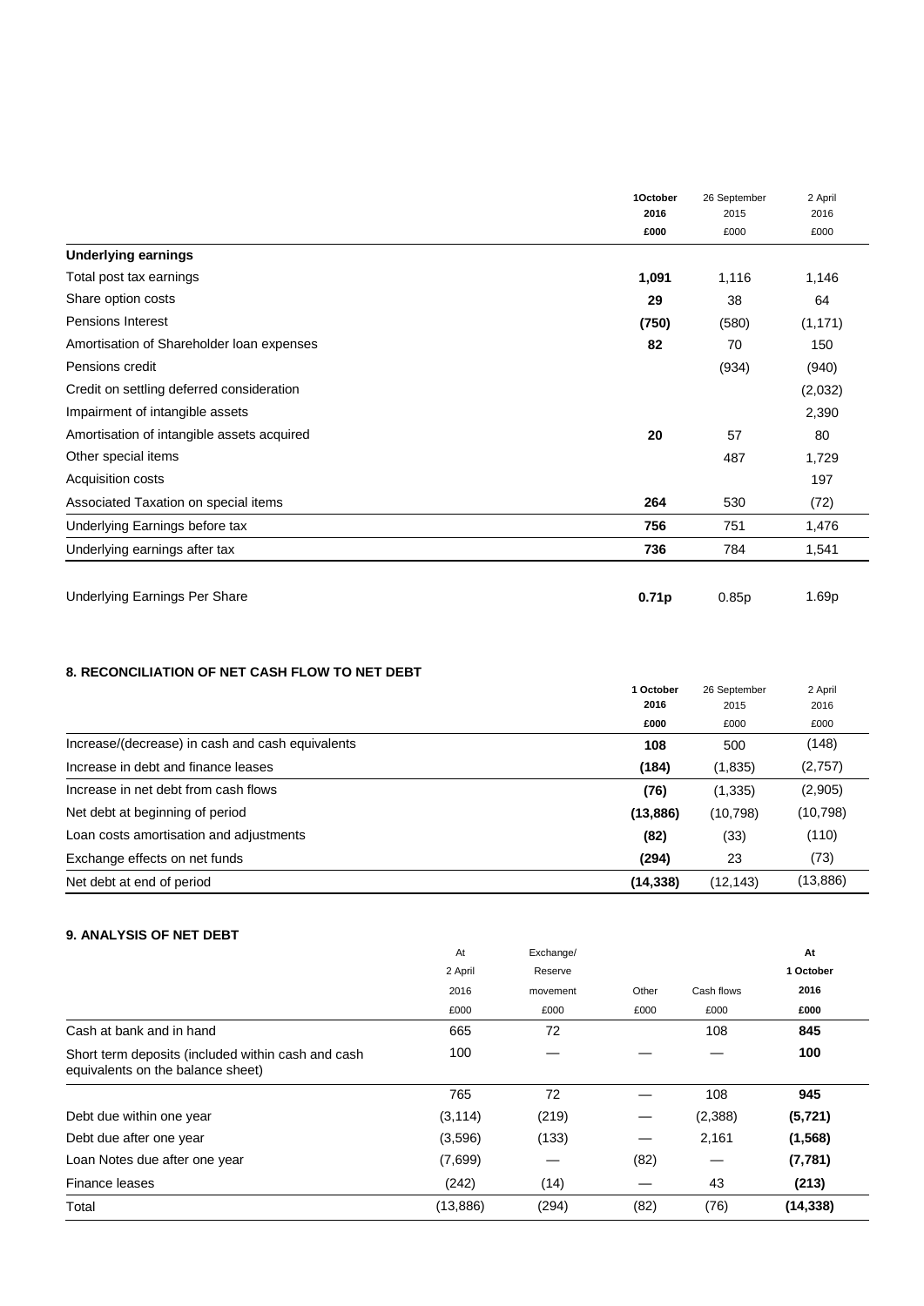| | 1October 2016 £000 | 26 September 2015 £000 | 2 April 2016 £000 |
|---|---|---|---|
| **Underlying earnings** | | | |
| Total post tax earnings | **1,091** | 1,116 | 1,146 |
| Share option costs | **29** | 38 | 64 |
| Pensions Interest | **(750)** | (580) | (1,171) |
| Amortisation of Shareholder loan expenses | **82** | 70 | 150 |
| Pensions credit | | (934) | (940) |
| Credit on settling deferred consideration | | | (2,032) |
| Impairment of intangible assets | | | 2,390 |
| Amortisation of intangible assets acquired | **20** | 57 | 80 |
| Other special items | | 487 | 1,729 |
| Acquisition costs | | | 197 |
| Associated Taxation on special items | **264** | 530 | (72) |
| Underlying Earnings before tax | **756** | 751 | 1,476 |
| Underlying earnings after tax | **736** | 784 | 1,541 |
| Underlying Earnings Per Share | **0.71p** | 0.85p | 1.69p |

**8. RECONCILIATION OF NET CASH FLOW TO NET DEBT**

| | 1 October 2016 £000 | 26 September 2015 £000 | 2 April 2016 £000 |
|---|---|---|---|
| Increase/(decrease) in cash and cash equivalents | **108** | 500 | (148) |
| Increase in debt and finance leases | **(184)** | (1,835) | (2,757) |
| Increase in net debt from cash flows | **(76)** | (1,335) | (2,905) |
| Net debt at beginning of period | **(13,886)** | (10,798) | (10,798) |
| Loan costs amortisation and adjustments | **(82)** | (33) | (110) |
| Exchange effects on net funds | **(294)** | 23 | (73) |
| Net debt at end of period | **(14,338)** | (12,143) | (13,886) |

**9. ANALYSIS OF NET DEBT**

| | At 2 April 2016 £000 | Exchange/ Reserve movement £000 | Other £000 | Cash flows £000 | At 1 October 2016 £000 |
|---|---|---|---|---|---|
| Cash at bank and in hand | 665 | 72 | | 108 | **845** |
| Short term deposits (included within cash and cash equivalents on the balance sheet) | 100 | — | — | — | **100** |
| | 765 | 72 | — | 108 | **945** |
| Debt due within one year | (3,114) | (219) | — | (2,388) | **(5,721)** |
| Debt due after one year | (3,596) | (133) | — | 2,161 | **(1,568)** |
| Loan Notes due after one year | (7,699) | — | (82) | — | **(7,781)** |
| Finance leases | (242) | (14) | — | 43 | **(213)** |
| Total | (13,886) | (294) | (82) | (76) | **(14,338)** |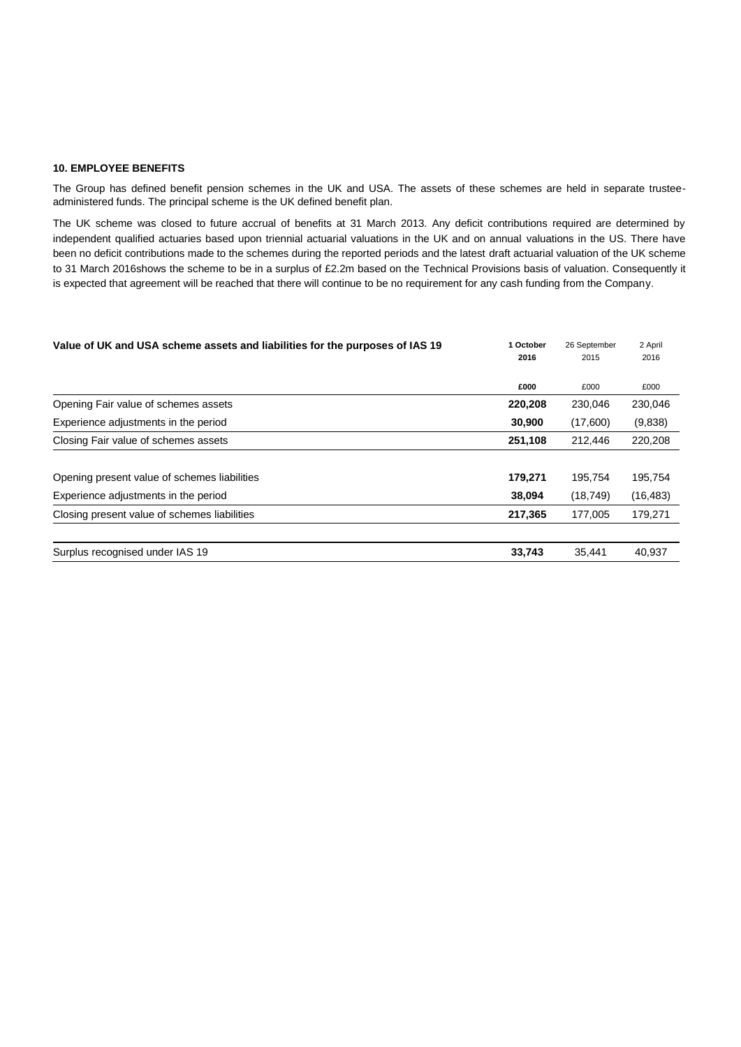**10. EMPLOYEE BENEFITS**

The Group has defined benefit pension schemes in the UK and USA. The assets of these schemes are held in separate trustee-administered funds. The principal scheme is the UK defined benefit plan.

The UK scheme was closed to future accrual of benefits at 31 March 2013. Any deficit contributions required are determined by independent qualified actuaries based upon triennial actuarial valuations in the UK and on annual valuations in the US. There have been no deficit contributions made to the schemes during the reported periods and the latest draft actuarial valuation of the UK scheme to 31 March 2016shows the scheme to be in a surplus of £2.2m based on the Technical Provisions basis of valuation. Consequently it is expected that agreement will be reached that there will continue to be no requirement for any cash funding from the Company.

| **Value of UK and USA scheme assets and liabilities for the purposes of IAS 19** | **1 October 2016** | 26 September 2015 | 2 April 2016 |
|---|---|---|---|
| | **£000** | £000 | £000 |
| Opening Fair value of schemes assets | **220,208** | 230,046 | 230,046 |
| Experience adjustments in the period | **30,900** | (17,600) | (9,838) |
| Closing Fair value of schemes assets | **251,108** | 212,446 | 220,208 |
| | | | |
| Opening present value of schemes liabilities | **179,271** | 195,754 | 195,754 |
| Experience adjustments in the period | **38,094** | (18,749) | (16,483) |
| Closing present value of schemes liabilities | **217,365** | 177,005 | 179,271 |
| | | | |
| Surplus recognised under IAS 19 | **33,743** | 35,441 | 40,937 |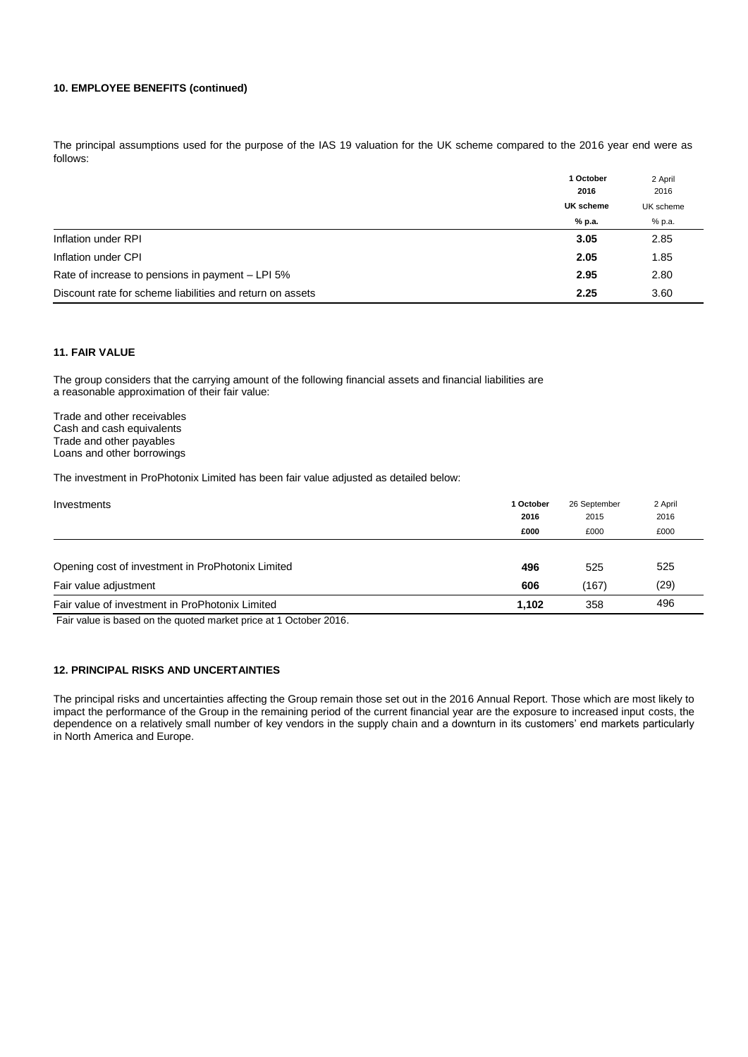### 10. EMPLOYEE BENEFITS (continued)

The principal assumptions used for the purpose of the IAS 19 valuation for the UK scheme compared to the 2016 year end were as follows:

| | **1 October 2016** | 2 April 2016 |
|---|---|---|
| | **UK scheme** | UK scheme |
| | **% p.a.** | % p.a. |
| Inflation under RPI | **3.05** | 2.85 |
| Inflation under CPI | **2.05** | 1.85 |
| Rate of increase to pensions in payment – LPI 5% | **2.95** | 2.80 |
| Discount rate for scheme liabilities and return on assets | **2.25** | 3.60 |

### 11. FAIR VALUE

The group considers that the carrying amount of the following financial assets and financial liabilities are a reasonable approximation of their fair value:

Trade and other receivables
Cash and cash equivalents
Trade and other payables
Loans and other borrowings

The investment in ProPhotonix Limited has been fair value adjusted as detailed below:

| Investments | **1 October 2016** | 26 September 2015 | 2 April 2016 |
|---|---|---|---|
| | **£000** | £000 | £000 |
| Opening cost of investment in ProPhotonix Limited | **496** | 525 | 525 |
| Fair value adjustment | **606** | (167) | (29) |
| Fair value of investment in ProPhotonix Limited | **1,102** | 358 | 496 |

Fair value is based on the quoted market price at 1 October 2016.

### 12. PRINCIPAL RISKS AND UNCERTAINTIES

The principal risks and uncertainties affecting the Group remain those set out in the 2016 Annual Report. Those which are most likely to impact the performance of the Group in the remaining period of the current financial year are the exposure to increased input costs, the dependence on a relatively small number of key vendors in the supply chain and a downturn in its customers' end markets particularly in North America and Europe.